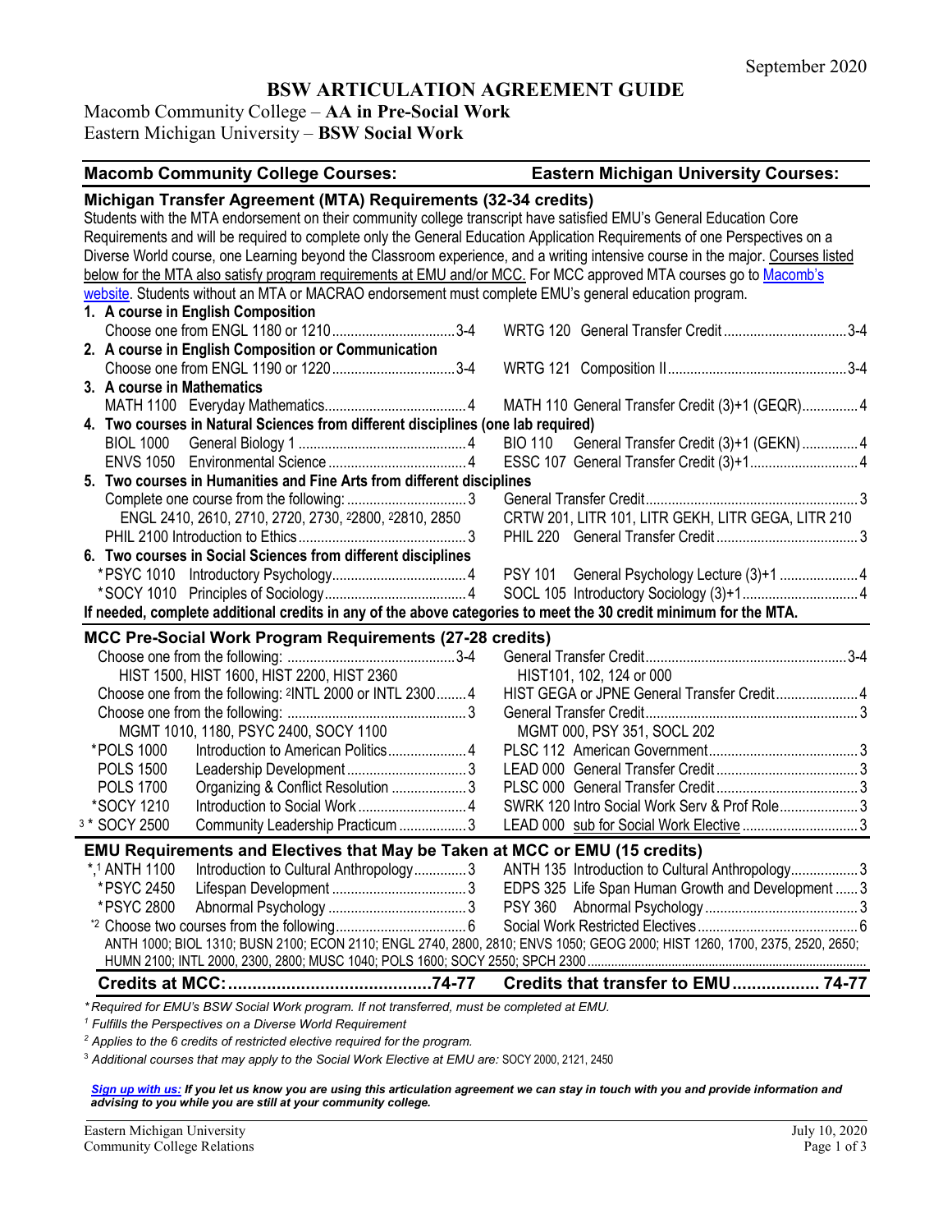September 2020

# BSW ARTICULATION AGREEMENT GUIDE

Macomb Community College – **AA in Pre-Social Work**
Eastern Michigan University – **BSW Social Work**

| Macomb Community College Courses: | | Eastern Michigan University Courses: | |
|---|---|---|---|
| **Michigan Transfer Agreement (MTA) Requirements (32-34 credits)** | | | |

Students with the MTA endorsement on their community college transcript have satisfied EMU's General Education Core Requirements and will be required to complete only the General Education Application Requirements of one Perspectives on a Diverse World course, one Learning beyond the Classroom experience, and a writing intensive course in the major. Courses listed below for the MTA also satisfy program requirements at EMU and/or MCC. For MCC approved MTA courses go to Macomb's website. Students without an MTA or MACRAO endorsement must complete EMU's general education program.

| Macomb Community College Courses | Credits | Eastern Michigan University Courses | Credits |
|---|---|---|---|
| **1. A course in English Composition** | | | |
| Choose one from ENGL 1180 or 1210 | 3-4 | WRTG 120 General Transfer Credit | 3-4 |
| **2. A course in English Composition or Communication** | | | |
| Choose one from ENGL 1190 or 1220 | 3-4 | WRTG 121 Composition II | 3-4 |
| **3. A course in Mathematics** | | | |
| MATH 1100 Everyday Mathematics | 4 | MATH 110 General Transfer Credit (3)+1 (GEQR) | 4 |
| **4. Two courses in Natural Sciences from different disciplines (one lab required)** | | | |
| BIOL 1000 General Biology 1 | 4 | BIO 110 General Transfer Credit (3)+1 (GEKN) | 4 |
| ENVS 1050 Environmental Science | 4 | ESSC 107 General Transfer Credit (3)+1 | 4 |
| **5. Two courses in Humanities and Fine Arts from different disciplines** | | | |
| Complete one course from the following: ENGL 2410, 2610, 2710, 2720, 2730, [2]2800, [2]2810, 2850 | 3 | General Transfer Credit: CRTW 201, LITR 101, LITR GEKH, LITR GEGA, LITR 210 | 3 |
| PHIL 2100 Introduction to Ethics | 3 | PHIL 220 General Transfer Credit | 3 |
| **6. Two courses in Social Sciences from different disciplines** | | | |
| *PSYC 1010 Introductory Psychology | 4 | PSY 101 General Psychology Lecture (3)+1 | 4 |
| *SOCY 1010 Principles of Sociology | 4 | SOCL 105 Introductory Sociology (3)+1 | 4 |
| **If needed, complete additional credits in any of the above categories to meet the 30 credit minimum for the MTA.** | | | |
| **MCC Pre-Social Work Program Requirements (27-28 credits)** | | | |
| Choose one from the following: HIST 1500, HIST 1600, HIST 2200, HIST 2360 | 3-4 | General Transfer Credit: HIST101, 102, 124 or 000 | 3-4 |
| Choose one from the following: [2]INTL 2000 or INTL 2300 | 4 | HIST GEGA or JPNE General Transfer Credit | 4 |
| Choose one from the following: MGMT 1010, 1180, PSYC 2400, SOCY 1100 | 3 | General Transfer Credit: MGMT 000, PSY 351, SOCL 202 | 3 |
| *POLS 1000 Introduction to American Politics | 4 | PLSC 112 American Government | 3 |
| POLS 1500 Leadership Development | 3 | LEAD 000 General Transfer Credit | 3 |
| POLS 1700 Organizing & Conflict Resolution | 3 | PLSC 000 General Transfer Credit | 3 |
| *SOCY 1210 Introduction to Social Work | 4 | SWRK 120 Intro Social Work Serv & Prof Role | 3 |
| [3]* SOCY 2500 Community Leadership Practicum | 3 | LEAD 000 sub for Social Work Elective | 3 |
| **EMU Requirements and Electives that May be Taken at MCC or EMU (15 credits)** | | | |
| *,[1] ANTH 1100 Introduction to Cultural Anthropology | 3 | ANTH 135 Introduction to Cultural Anthropology | 3 |
| *PSYC 2450 Lifespan Development | 3 | EDPS 325 Life Span Human Growth and Development | 3 |
| *PSYC 2800 Abnormal Psychology | 3 | PSY 360 Abnormal Psychology | 3 |
| *[2] Choose two courses from the following: ANTH 1000; BIOL 1310; BUSN 2100; ECON 2110; ENGL 2740, 2800, 2810; ENVS 1050; GEOG 2000; HIST 1260, 1700, 2375, 2520, 2650; HUMN 2100; INTL 2000, 2300, 2800; MUSC 1040; POLS 1600; SOCY 2550; SPCH 2300 | 6 | Social Work Restricted Electives | 6 |
| **Credits at MCC:** | **74-77** | **Credits that transfer to EMU** | **74-77** |

*\* Required for EMU's BSW Social Work program. If not transferred, must be completed at EMU.*

*[1] Fulfills the Perspectives on a Diverse World Requirement*

*[2] Applies to the 6 credits of restricted elective required for the program.*

[3] *Additional courses that may apply to the Social Work Elective at EMU are:* SOCY 2000, 2121, 2450

***Sign up with us:** If you let us know you are using this articulation agreement we can stay in touch with you and provide information and advising to you while you are still at your community college.*

Eastern Michigan University
Community College Relations

July 10, 2020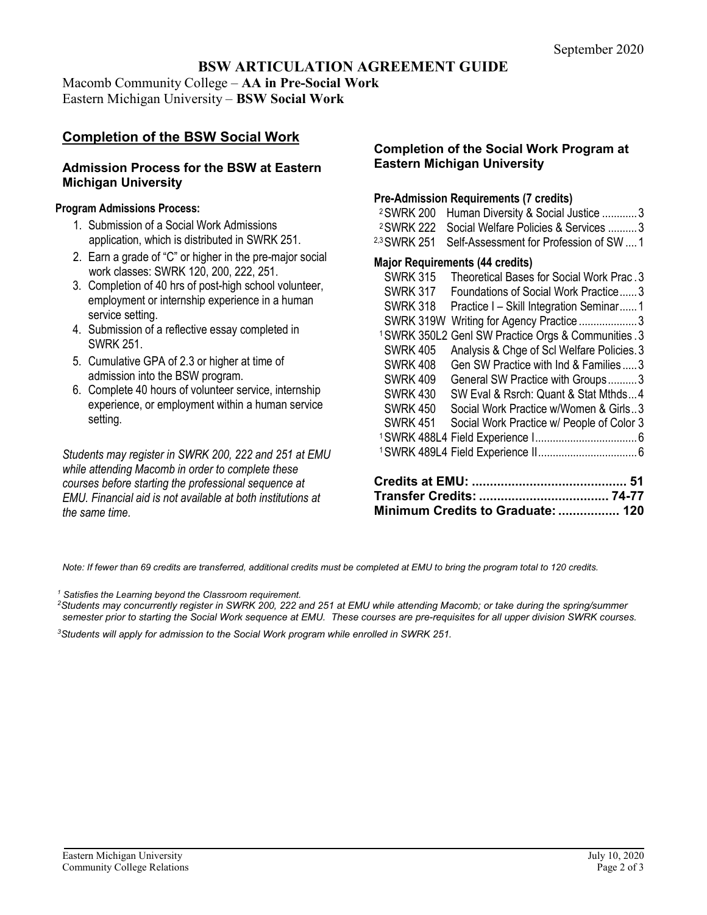September 2020

# BSW ARTICULATION AGREEMENT GUIDE

Macomb Community College – **AA in Pre-Social Work**
Eastern Michigan University – **BSW Social Work**

## Completion of the BSW Social Work

### Admission Process for the BSW at Eastern Michigan University

**Program Admissions Process:**

1. Submission of a Social Work Admissions application, which is distributed in SWRK 251.
2. Earn a grade of "C" or higher in the pre-major social work classes: SWRK 120, 200, 222, 251.
3. Completion of 40 hrs of post-high school volunteer, employment or internship experience in a human service setting.
4. Submission of a reflective essay completed in SWRK 251.
5. Cumulative GPA of 2.3 or higher at time of admission into the BSW program.
6. Complete 40 hours of volunteer service, internship experience, or employment within a human service setting.

*Students may register in SWRK 200, 222 and 251 at EMU while attending Macomb in order to complete these courses before starting the professional sequence at EMU. Financial aid is not available at both institutions at the same time.*

### Completion of the Social Work Program at Eastern Michigan University

**Pre-Admission Requirements (7 credits)**

| Course | Title | Credits |
|---|---|---|
| [2] SWRK 200 | Human Diversity & Social Justice | 3 |
| [2] SWRK 222 | Social Welfare Policies & Services | 3 |
| [2,3] SWRK 251 | Self-Assessment for Profession of SW | 1 |

**Major Requirements (44 credits)**

| Course | Title | Credits |
|---|---|---|
| SWRK 315 | Theoretical Bases for Social Work Prac | 3 |
| SWRK 317 | Foundations of Social Work Practice | 3 |
| SWRK 318 | Practice I – Skill Integration Seminar | 1 |
| SWRK 319W | Writing for Agency Practice | 3 |
| [1] SWRK 350L2 | Genl SW Practice Orgs & Communities | 3 |
| SWRK 405 | Analysis & Chge of Scl Welfare Policies | 3 |
| SWRK 408 | Gen SW Practice with Ind & Families | 3 |
| SWRK 409 | General SW Practice with Groups | 3 |
| SWRK 430 | SW Eval & Rsrch: Quant & Stat Mthds | 4 |
| SWRK 450 | Social Work Practice w/Women & Girls | 3 |
| SWRK 451 | Social Work Practice w/ People of Color | 3 |
| [1] SWRK 488L4 | Field Experience I | 6 |
| [1] SWRK 489L4 | Field Experience II | 6 |

**Credits at EMU: 51**
**Transfer Credits: 74-77**
**Minimum Credits to Graduate: 120**

*Note: If fewer than 69 credits are transferred, additional credits must be completed at EMU to bring the program total to 120 credits.*

*[1] Satisfies the Learning beyond the Classroom requirement.*
*[2] Students may concurrently register in SWRK 200, 222 and 251 at EMU while attending Macomb; or take during the spring/summer semester prior to starting the Social Work sequence at EMU. These courses are pre-requisites for all upper division SWRK courses.*
*[3] Students will apply for admission to the Social Work program while enrolled in SWRK 251.*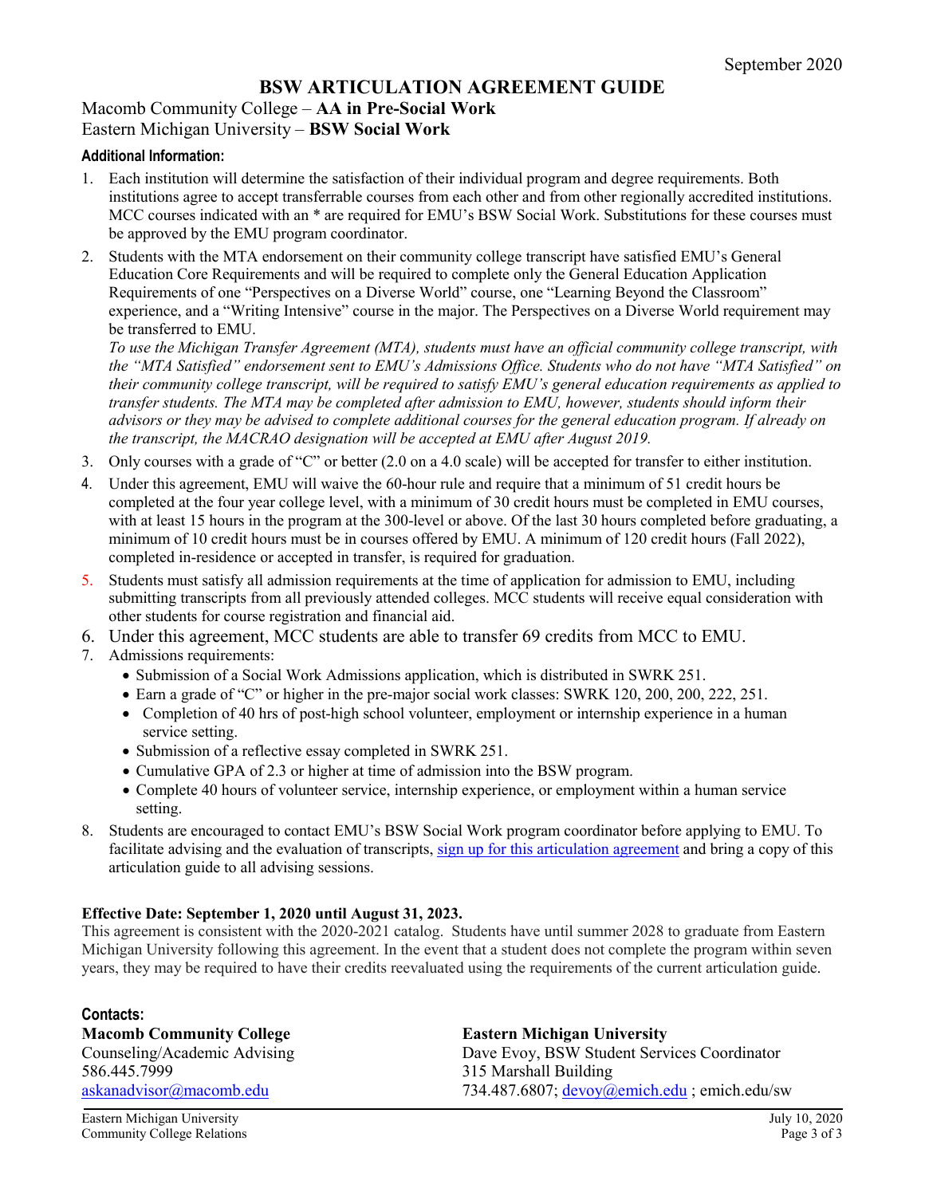September 2020

# BSW ARTICULATION AGREEMENT GUIDE

Macomb Community College – **AA in Pre-Social Work**
Eastern Michigan University – **BSW Social Work**

### Additional Information:

1. Each institution will determine the satisfaction of their individual program and degree requirements. Both institutions agree to accept transferrable courses from each other and from other regionally accredited institutions. MCC courses indicated with an * are required for EMU's BSW Social Work. Substitutions for these courses must be approved by the EMU program coordinator.
2. Students with the MTA endorsement on their community college transcript have satisfied EMU's General Education Core Requirements and will be required to complete only the General Education Application Requirements of one "Perspectives on a Diverse World" course, one "Learning Beyond the Classroom" experience, and a "Writing Intensive" course in the major. The Perspectives on a Diverse World requirement may be transferred to EMU.
   *To use the Michigan Transfer Agreement (MTA), students must have an official community college transcript, with the "MTA Satisfied" endorsement sent to EMU's Admissions Office. Students who do not have "MTA Satisfied" on their community college transcript, will be required to satisfy EMU's general education requirements as applied to transfer students. The MTA may be completed after admission to EMU, however, students should inform their advisors or they may be advised to complete additional courses for the general education program. If already on the transcript, the MACRAO designation will be accepted at EMU after August 2019.*
3. Only courses with a grade of "C" or better (2.0 on a 4.0 scale) will be accepted for transfer to either institution.
4. Under this agreement, EMU will waive the 60-hour rule and require that a minimum of 51 credit hours be completed at the four year college level, with a minimum of 30 credit hours must be completed in EMU courses, with at least 15 hours in the program at the 300-level or above. Of the last 30 hours completed before graduating, a minimum of 10 credit hours must be in courses offered by EMU. A minimum of 120 credit hours (Fall 2022), completed in-residence or accepted in transfer, is required for graduation.
5. Students must satisfy all admission requirements at the time of application for admission to EMU, including submitting transcripts from all previously attended colleges. MCC students will receive equal consideration with other students for course registration and financial aid.
6. Under this agreement, MCC students are able to transfer 69 credits from MCC to EMU.
7. Admissions requirements:
   - Submission of a Social Work Admissions application, which is distributed in SWRK 251.
   - Earn a grade of "C" or higher in the pre-major social work classes: SWRK 120, 200, 200, 222, 251.
   - Completion of 40 hrs of post-high school volunteer, employment or internship experience in a human service setting.
   - Submission of a reflective essay completed in SWRK 251.
   - Cumulative GPA of 2.3 or higher at time of admission into the BSW program.
   - Complete 40 hours of volunteer service, internship experience, or employment within a human service setting.
8. Students are encouraged to contact EMU's BSW Social Work program coordinator before applying to EMU. To facilitate advising and the evaluation of transcripts, sign up for this articulation agreement and bring a copy of this articulation guide to all advising sessions.

**Effective Date: September 1, 2020 until August 31, 2023.**
This agreement is consistent with the 2020-2021 catalog. Students have until summer 2028 to graduate from Eastern Michigan University following this agreement. In the event that a student does not complete the program within seven years, they may be required to have their credits reevaluated using the requirements of the current articulation guide.

### Contacts:

**Macomb Community College**
Counseling/Academic Advising
586.445.7999
askanadvisor@macomb.edu

**Eastern Michigan University**
Dave Evoy, BSW Student Services Coordinator
315 Marshall Building
734.487.6807; devoy@emich.edu ; emich.edu/sw

Eastern Michigan University
Community College Relations

July 10, 2020